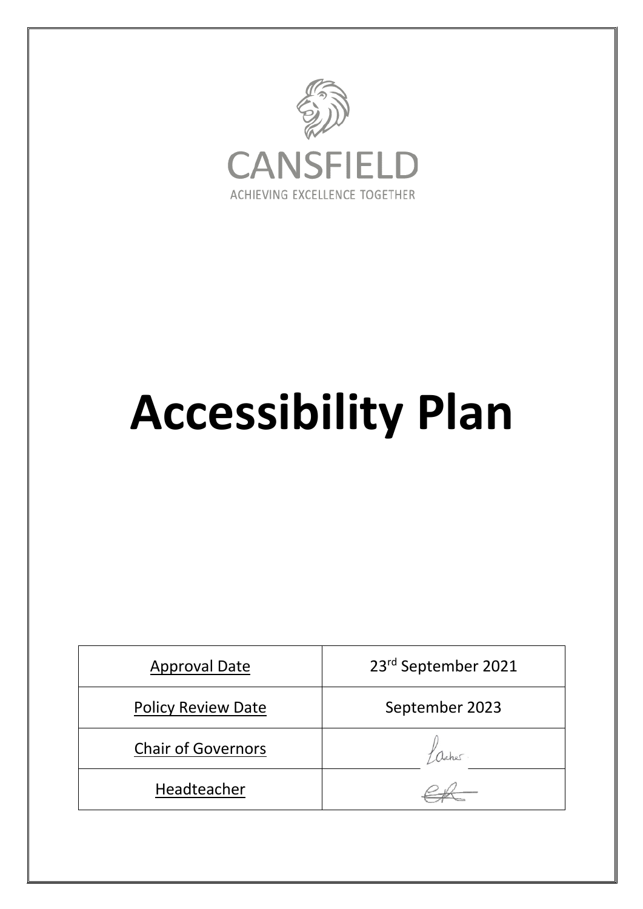CANSFIELD

ACHIEVING EXCELLENCE TOGETHER

# Accessibility Plan

| Approval Date | 23rd September 2021 |
| --- | --- |
| Policy Review Date | September 2023 |
| Chair of Governors | |
| Headteacher | |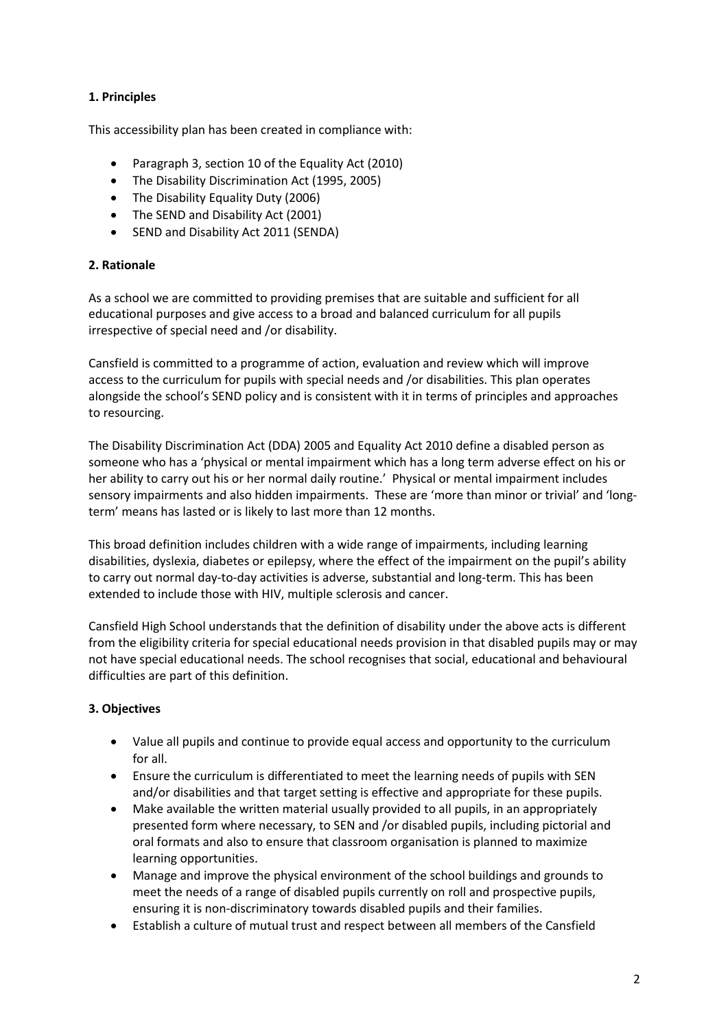**1. Principles**

This accessibility plan has been created in compliance with:

- Paragraph 3, section 10 of the Equality Act (2010)
- The Disability Discrimination Act (1995, 2005)
- The Disability Equality Duty (2006)
- The SEND and Disability Act (2001)
- SEND and Disability Act 2011 (SENDA)

**2. Rationale**

As a school we are committed to providing premises that are suitable and sufficient for all educational purposes and give access to a broad and balanced curriculum for all pupils irrespective of special need and /or disability.

Cansfield is committed to a programme of action, evaluation and review which will improve access to the curriculum for pupils with special needs and /or disabilities. This plan operates alongside the school's SEND policy and is consistent with it in terms of principles and approaches to resourcing.

The Disability Discrimination Act (DDA) 2005 and Equality Act 2010 define a disabled person as someone who has a 'physical or mental impairment which has a long term adverse effect on his or her ability to carry out his or her normal daily routine.' Physical or mental impairment includes sensory impairments and also hidden impairments. These are 'more than minor or trivial' and 'long-term' means has lasted or is likely to last more than 12 months.

This broad definition includes children with a wide range of impairments, including learning disabilities, dyslexia, diabetes or epilepsy, where the effect of the impairment on the pupil's ability to carry out normal day-to-day activities is adverse, substantial and long-term. This has been extended to include those with HIV, multiple sclerosis and cancer.

Cansfield High School understands that the definition of disability under the above acts is different from the eligibility criteria for special educational needs provision in that disabled pupils may or may not have special educational needs. The school recognises that social, educational and behavioural difficulties are part of this definition.

**3. Objectives**

- Value all pupils and continue to provide equal access and opportunity to the curriculum for all.
- Ensure the curriculum is differentiated to meet the learning needs of pupils with SEN and/or disabilities and that target setting is effective and appropriate for these pupils.
- Make available the written material usually provided to all pupils, in an appropriately presented form where necessary, to SEN and /or disabled pupils, including pictorial and oral formats and also to ensure that classroom organisation is planned to maximize learning opportunities.
- Manage and improve the physical environment of the school buildings and grounds to meet the needs of a range of disabled pupils currently on roll and prospective pupils, ensuring it is non-discriminatory towards disabled pupils and their families.
- Establish a culture of mutual trust and respect between all members of the Cansfield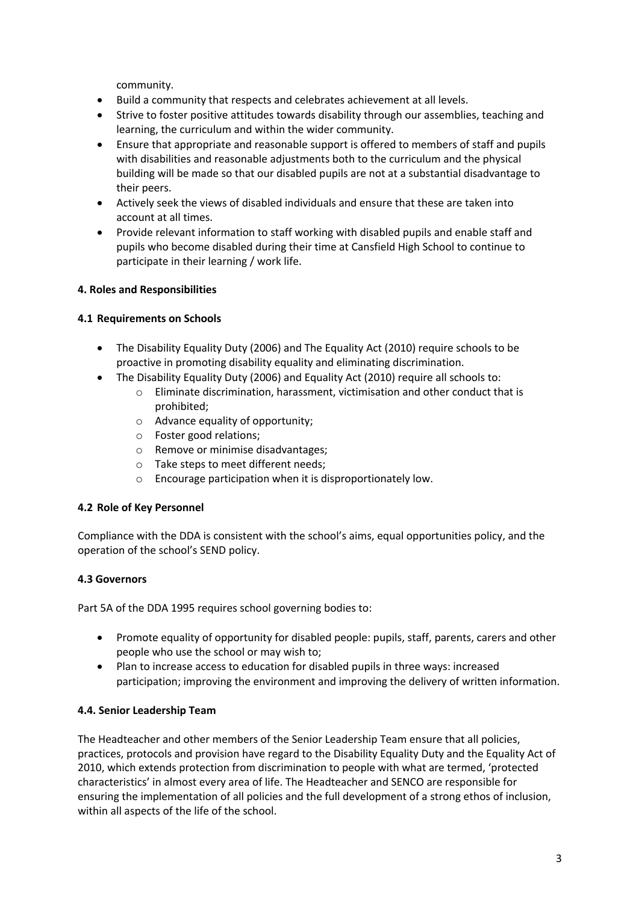community.

- Build a community that respects and celebrates achievement at all levels.
- Strive to foster positive attitudes towards disability through our assemblies, teaching and learning, the curriculum and within the wider community.
- Ensure that appropriate and reasonable support is offered to members of staff and pupils with disabilities and reasonable adjustments both to the curriculum and the physical building will be made so that our disabled pupils are not at a substantial disadvantage to their peers.
- Actively seek the views of disabled individuals and ensure that these are taken into account at all times.
- Provide relevant information to staff working with disabled pupils and enable staff and pupils who become disabled during their time at Cansfield High School to continue to participate in their learning / work life.

**4. Roles and Responsibilities**

**4.1 Requirements on Schools**

- The Disability Equality Duty (2006) and The Equality Act (2010) require schools to be proactive in promoting disability equality and eliminating discrimination.
- The Disability Equality Duty (2006) and Equality Act (2010) require all schools to:
  - Eliminate discrimination, harassment, victimisation and other conduct that is prohibited;
  - Advance equality of opportunity;
  - Foster good relations;
  - Remove or minimise disadvantages;
  - Take steps to meet different needs;
  - Encourage participation when it is disproportionately low.

**4.2 Role of Key Personnel**

Compliance with the DDA is consistent with the school's aims, equal opportunities policy, and the operation of the school's SEND policy.

**4.3 Governors**

Part 5A of the DDA 1995 requires school governing bodies to:

- Promote equality of opportunity for disabled people: pupils, staff, parents, carers and other people who use the school or may wish to;
- Plan to increase access to education for disabled pupils in three ways: increased participation; improving the environment and improving the delivery of written information.

**4.4. Senior Leadership Team**

The Headteacher and other members of the Senior Leadership Team ensure that all policies, practices, protocols and provision have regard to the Disability Equality Duty and the Equality Act of 2010, which extends protection from discrimination to people with what are termed, 'protected characteristics' in almost every area of life. The Headteacher and SENCO are responsible for ensuring the implementation of all policies and the full development of a strong ethos of inclusion, within all aspects of the life of the school.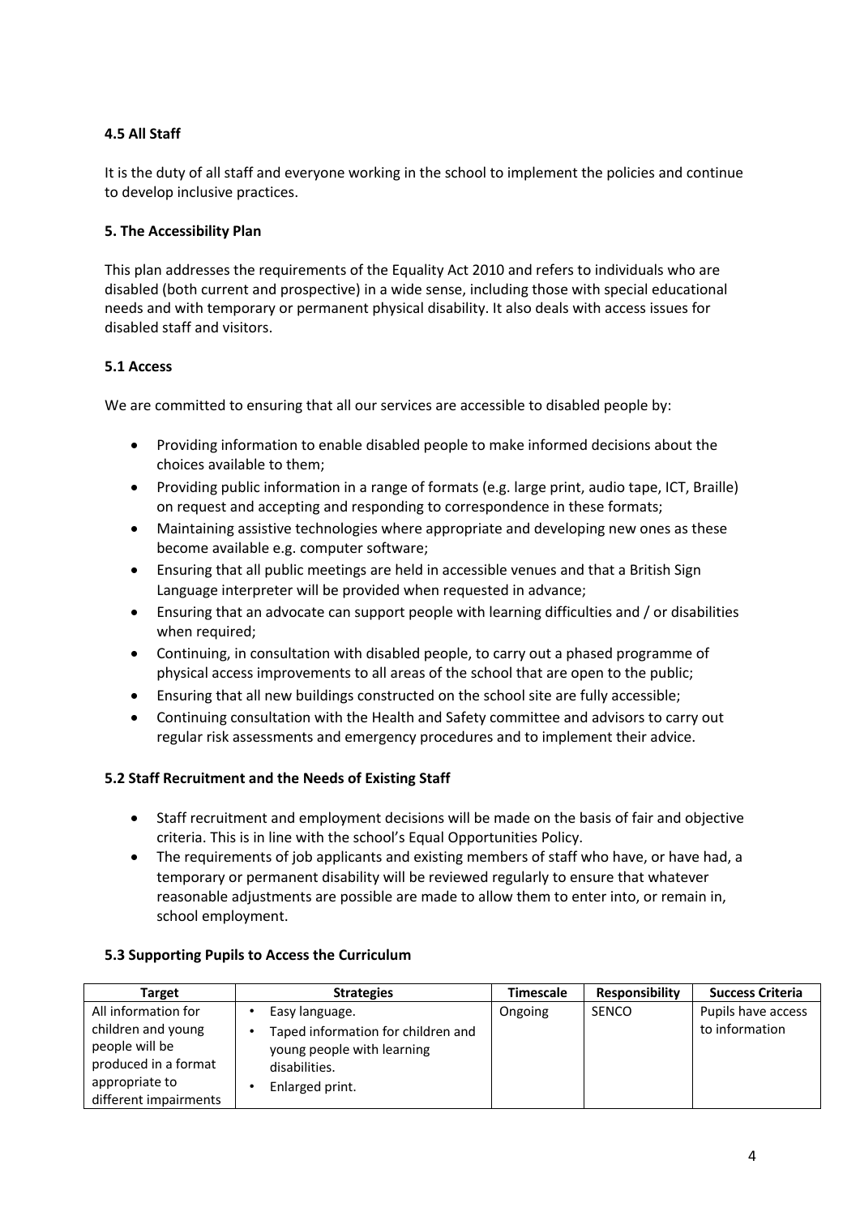### 4.5 All Staff

It is the duty of all staff and everyone working in the school to implement the policies and continue to develop inclusive practices.

## 5. The Accessibility Plan

This plan addresses the requirements of the Equality Act 2010 and refers to individuals who are disabled (both current and prospective) in a wide sense, including those with special educational needs and with temporary or permanent physical disability. It also deals with access issues for disabled staff and visitors.

### 5.1 Access

We are committed to ensuring that all our services are accessible to disabled people by:

- Providing information to enable disabled people to make informed decisions about the choices available to them;
- Providing public information in a range of formats (e.g. large print, audio tape, ICT, Braille) on request and accepting and responding to correspondence in these formats;
- Maintaining assistive technologies where appropriate and developing new ones as these become available e.g. computer software;
- Ensuring that all public meetings are held in accessible venues and that a British Sign Language interpreter will be provided when requested in advance;
- Ensuring that an advocate can support people with learning difficulties and / or disabilities when required;
- Continuing, in consultation with disabled people, to carry out a phased programme of physical access improvements to all areas of the school that are open to the public;
- Ensuring that all new buildings constructed on the school site are fully accessible;
- Continuing consultation with the Health and Safety committee and advisors to carry out regular risk assessments and emergency procedures and to implement their advice.

### 5.2 Staff Recruitment and the Needs of Existing Staff

- Staff recruitment and employment decisions will be made on the basis of fair and objective criteria. This is in line with the school's Equal Opportunities Policy.
- The requirements of job applicants and existing members of staff who have, or have had, a temporary or permanent disability will be reviewed regularly to ensure that whatever reasonable adjustments are possible are made to allow them to enter into, or remain in, school employment.

### 5.3 Supporting Pupils to Access the Curriculum

| Target | Strategies | Timescale | Responsibility | Success Criteria |
|---|---|---|---|---|
| All information for children and young people will be produced in a format appropriate to different impairments | • Easy language.<br>• Taped information for children and young people with learning disabilities.<br>• Enlarged print. | Ongoing | SENCO | Pupils have access to information |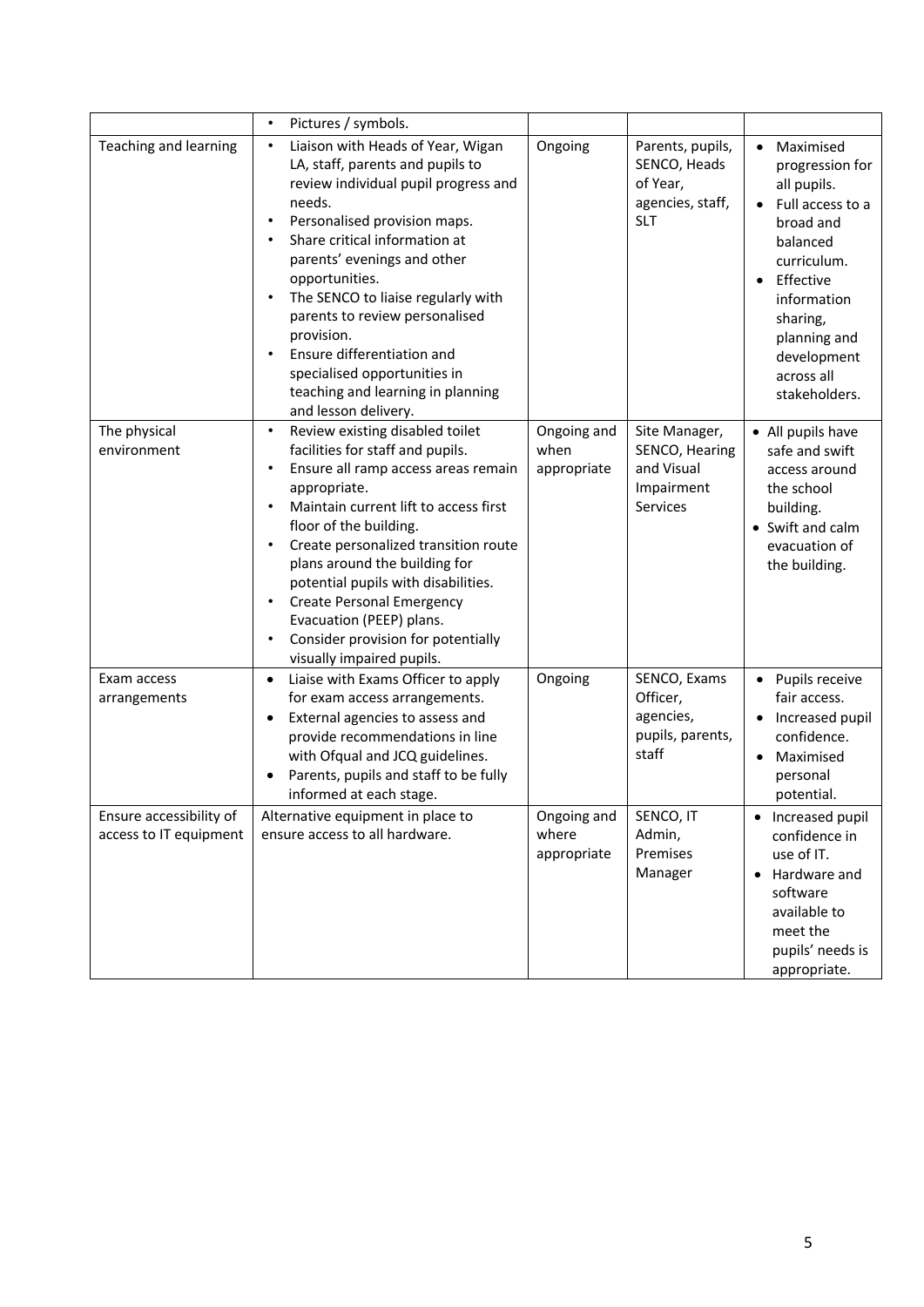| | | | | |
|---|---|---|---|---|
| | • Pictures / symbols. | | | |
| Teaching and learning | • Liaison with Heads of Year, Wigan LA, staff, parents and pupils to review individual pupil progress and needs.<br>• Personalised provision maps.<br>• Share critical information at parents' evenings and other opportunities.<br>• The SENCO to liaise regularly with parents to review personalised provision.<br>• Ensure differentiation and specialised opportunities in teaching and learning in planning and lesson delivery. | Ongoing | Parents, pupils, SENCO, Heads of Year, agencies, staff, SLT | • Maximised progression for all pupils.<br>• Full access to a broad and balanced curriculum.<br>• Effective information sharing, planning and development across all stakeholders. |
| The physical environment | • Review existing disabled toilet facilities for staff and pupils.<br>• Ensure all ramp access areas remain appropriate.<br>• Maintain current lift to access first floor of the building.<br>• Create personalized transition route plans around the building for potential pupils with disabilities.<br>• Create Personal Emergency Evacuation (PEEP) plans.<br>• Consider provision for potentially visually impaired pupils. | Ongoing and when appropriate | Site Manager, SENCO, Hearing and Visual Impairment Services | • All pupils have safe and swift access around the school building.<br>• Swift and calm evacuation of the building. |
| Exam access arrangements | • Liaise with Exams Officer to apply for exam access arrangements.<br>• External agencies to assess and provide recommendations in line with Ofqual and JCQ guidelines.<br>• Parents, pupils and staff to be fully informed at each stage. | Ongoing | SENCO, Exams Officer, agencies, pupils, parents, staff | • Pupils receive fair access.<br>• Increased pupil confidence.<br>• Maximised personal potential. |
| Ensure accessibility of access to IT equipment | Alternative equipment in place to ensure access to all hardware. | Ongoing and where appropriate | SENCO, IT Admin, Premises Manager | • Increased pupil confidence in use of IT.<br>• Hardware and software available to meet the pupils' needs is appropriate. |